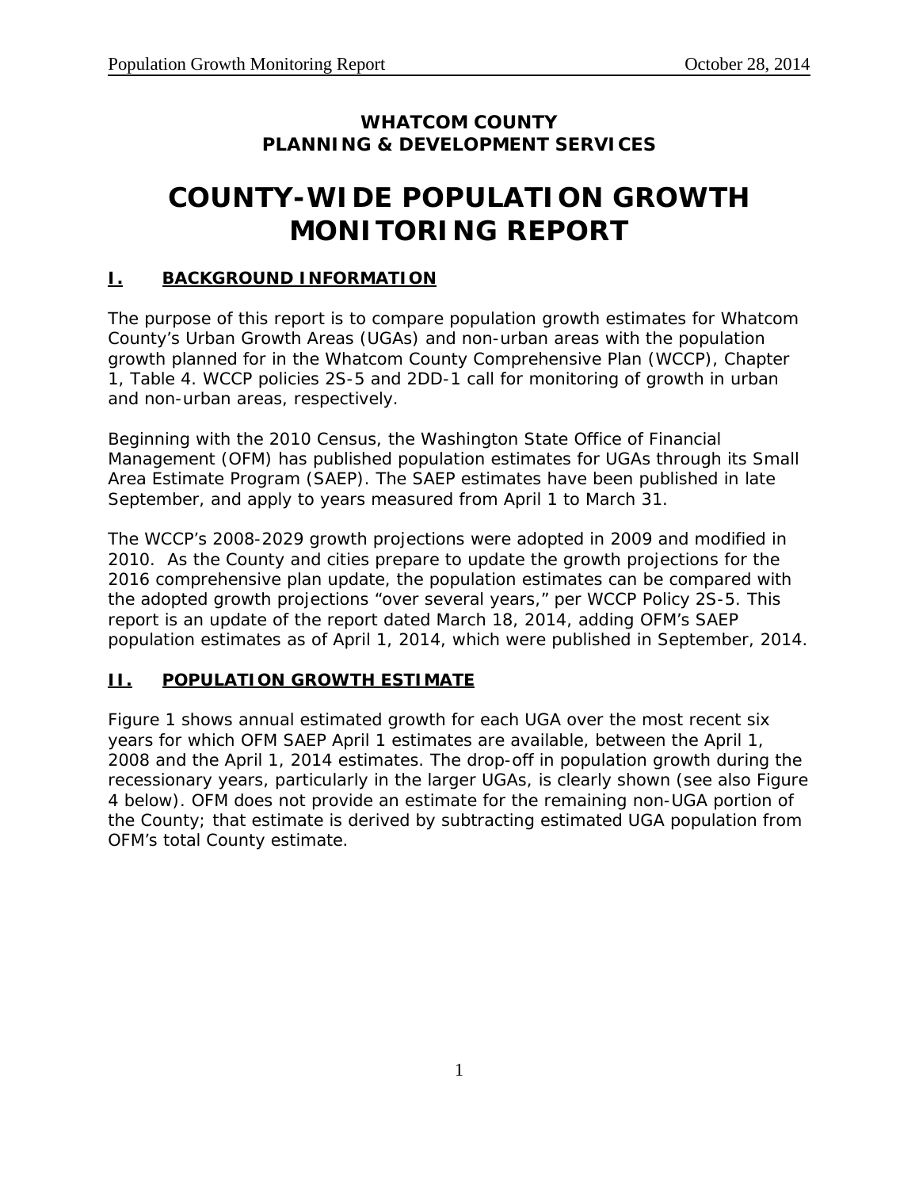**WHATCOM COUNTY**
**PLANNING & DEVELOPMENT SERVICES**

# COUNTY-WIDE POPULATION GROWTH MONITORING REPORT

## I. BACKGROUND INFORMATION

The purpose of this report is to compare population growth estimates for Whatcom County's Urban Growth Areas (UGAs) and non-urban areas with the population growth planned for in the Whatcom County Comprehensive Plan (WCCP), Chapter 1, Table 4. WCCP policies 2S-5 and 2DD-1 call for monitoring of growth in urban and non-urban areas, respectively.

Beginning with the 2010 Census, the Washington State Office of Financial Management (OFM) has published population estimates for UGAs through its Small Area Estimate Program (SAEP). The SAEP estimates have been published in late September, and apply to years measured from April 1 to March 31.

The WCCP's 2008-2029 growth projections were adopted in 2009 and modified in 2010. As the County and cities prepare to update the growth projections for the 2016 comprehensive plan update, the population estimates can be compared with the adopted growth projections "over several years," per WCCP Policy 2S-5. This report is an update of the report dated March 18, 2014, adding OFM's SAEP population estimates as of April 1, 2014, which were published in September, 2014.

## II. POPULATION GROWTH ESTIMATE

Figure 1 shows annual estimated growth for each UGA over the most recent six years for which OFM SAEP April 1 estimates are available, between the April 1, 2008 and the April 1, 2014 estimates. The drop-off in population growth during the recessionary years, particularly in the larger UGAs, is clearly shown (see also Figure 4 below). OFM does not provide an estimate for the remaining non-UGA portion of the County; that estimate is derived by subtracting estimated UGA population from OFM's total County estimate.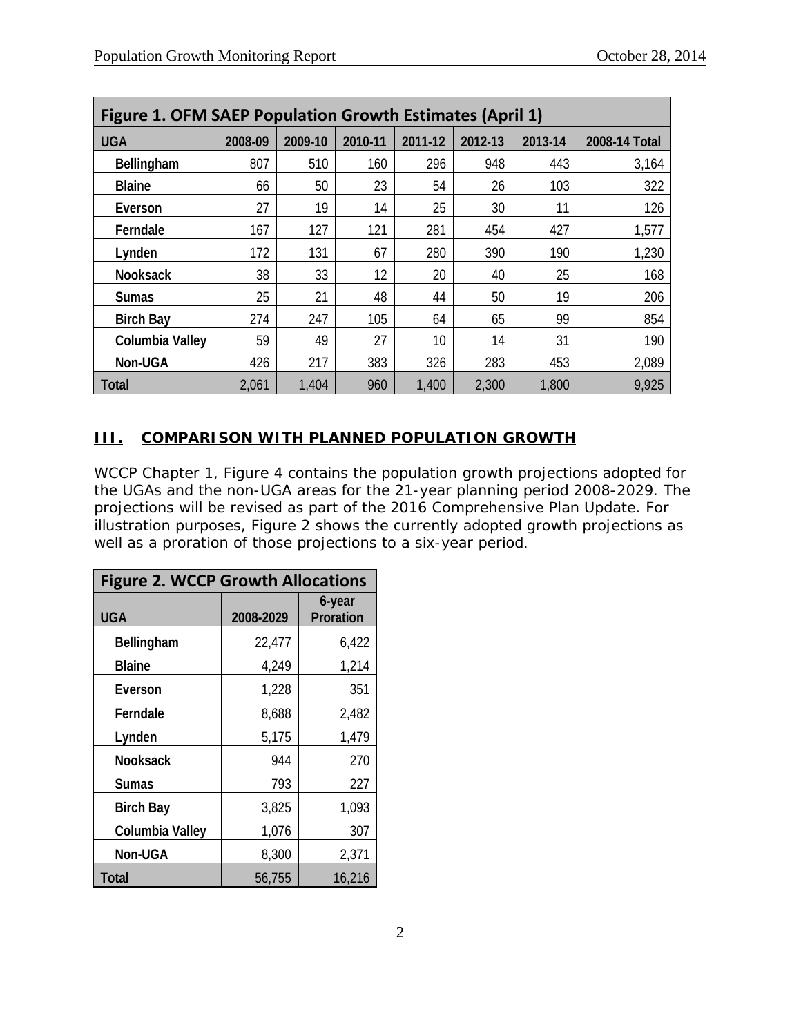| Figure 1. OFM SAEP Population Growth Estimates (April 1) | | | | | | | |
|---|---|---|---|---|---|---|---|
| UGA | 2008-09 | 2009-10 | 2010-11 | 2011-12 | 2012-13 | 2013-14 | 2008-14 Total |
| Bellingham | 807 | 510 | 160 | 296 | 948 | 443 | 3,164 |
| Blaine | 66 | 50 | 23 | 54 | 26 | 103 | 322 |
| Everson | 27 | 19 | 14 | 25 | 30 | 11 | 126 |
| Ferndale | 167 | 127 | 121 | 281 | 454 | 427 | 1,577 |
| Lynden | 172 | 131 | 67 | 280 | 390 | 190 | 1,230 |
| Nooksack | 38 | 33 | 12 | 20 | 40 | 25 | 168 |
| Sumas | 25 | 21 | 48 | 44 | 50 | 19 | 206 |
| Birch Bay | 274 | 247 | 105 | 64 | 65 | 99 | 854 |
| Columbia Valley | 59 | 49 | 27 | 10 | 14 | 31 | 190 |
| Non-UGA | 426 | 217 | 383 | 326 | 283 | 453 | 2,089 |
| Total | 2,061 | 1,404 | 960 | 1,400 | 2,300 | 1,800 | 9,925 |

## III. COMPARISON WITH PLANNED POPULATION GROWTH

WCCP Chapter 1, Figure 4 contains the population growth projections adopted for the UGAs and the non-UGA areas for the 21-year planning period 2008-2029. The projections will be revised as part of the 2016 Comprehensive Plan Update. For illustration purposes, Figure 2 shows the currently adopted growth projections as well as a proration of those projections to a six-year period.

| Figure 2. WCCP Growth Allocations | | |
|---|---|---|
| UGA | 2008-2029 | 6-year Proration |
| Bellingham | 22,477 | 6,422 |
| Blaine | 4,249 | 1,214 |
| Everson | 1,228 | 351 |
| Ferndale | 8,688 | 2,482 |
| Lynden | 5,175 | 1,479 |
| Nooksack | 944 | 270 |
| Sumas | 793 | 227 |
| Birch Bay | 3,825 | 1,093 |
| Columbia Valley | 1,076 | 307 |
| Non-UGA | 8,300 | 2,371 |
| Total | 56,755 | 16,216 |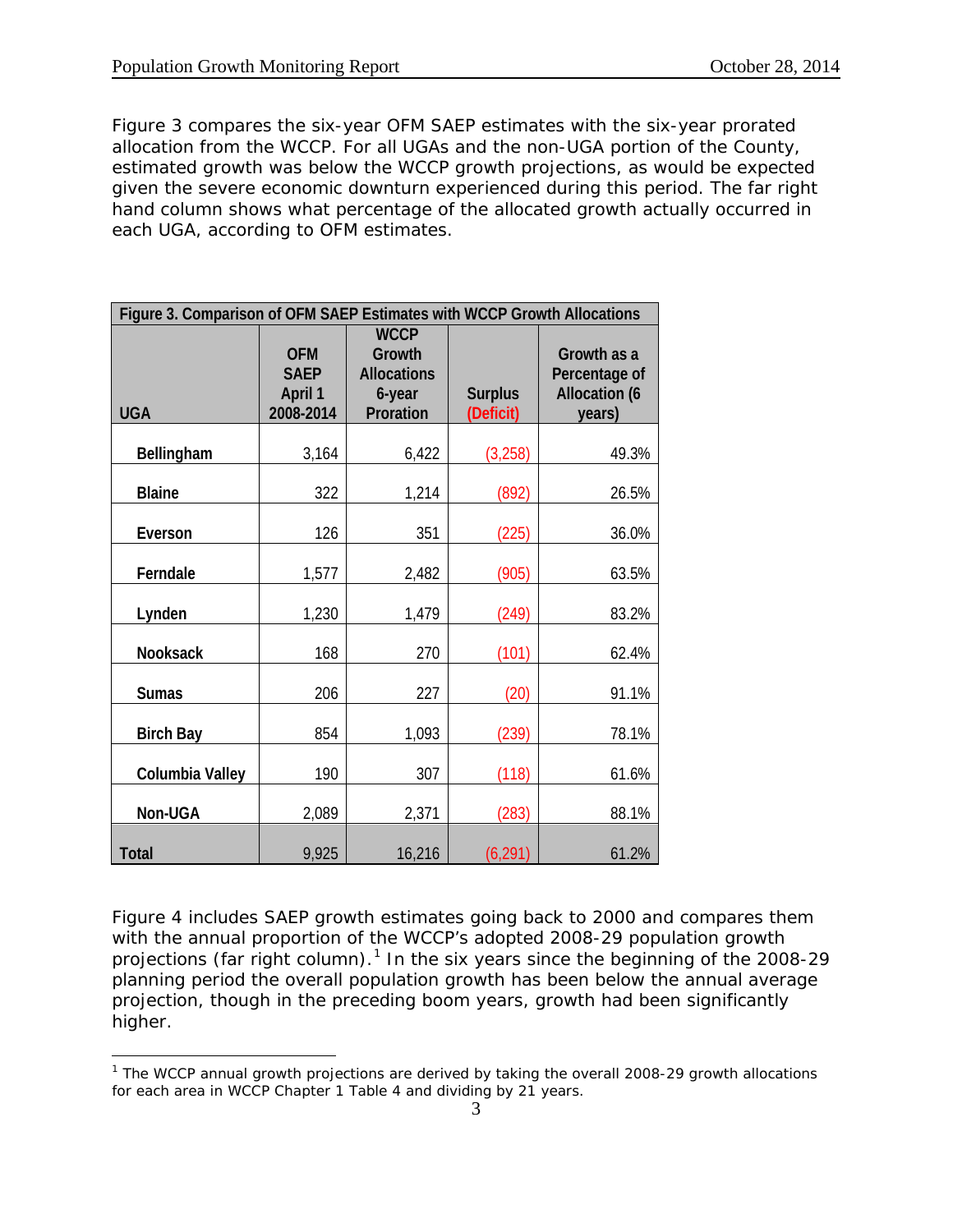Figure 3 compares the six-year OFM SAEP estimates with the six-year prorated allocation from the WCCP. For all UGAs and the non-UGA portion of the County, estimated growth was below the WCCP growth projections, as would be expected given the severe economic downturn experienced during this period. The far right hand column shows what percentage of the allocated growth actually occurred in each UGA, according to OFM estimates.

| Figure 3. Comparison of OFM SAEP Estimates with WCCP Growth Allocations | | | | |
|---|---|---|---|---|
| UGA | OFM SAEP April 1 2008-2014 | WCCP Growth Allocations 6-year Proration | Surplus (Deficit) | Growth as a Percentage of Allocation (6 years) |
| Bellingham | 3,164 | 6,422 | (3,258) | 49.3% |
| Blaine | 322 | 1,214 | (892) | 26.5% |
| Everson | 126 | 351 | (225) | 36.0% |
| Ferndale | 1,577 | 2,482 | (905) | 63.5% |
| Lynden | 1,230 | 1,479 | (249) | 83.2% |
| Nooksack | 168 | 270 | (101) | 62.4% |
| Sumas | 206 | 227 | (20) | 91.1% |
| Birch Bay | 854 | 1,093 | (239) | 78.1% |
| Columbia Valley | 190 | 307 | (118) | 61.6% |
| Non-UGA | 2,089 | 2,371 | (283) | 88.1% |
| Total | 9,925 | 16,216 | (6,291) | 61.2% |

Figure 4 includes SAEP growth estimates going back to 2000 and compares them with the annual proportion of the WCCP's adopted 2008-29 population growth projections (far right column).[1] In the six years since the beginning of the 2008-29 planning period the overall population growth has been below the annual average projection, though in the preceding boom years, growth had been significantly higher.

[1] The WCCP annual growth projections are derived by taking the overall 2008-29 growth allocations for each area in WCCP Chapter 1 Table 4 and dividing by 21 years.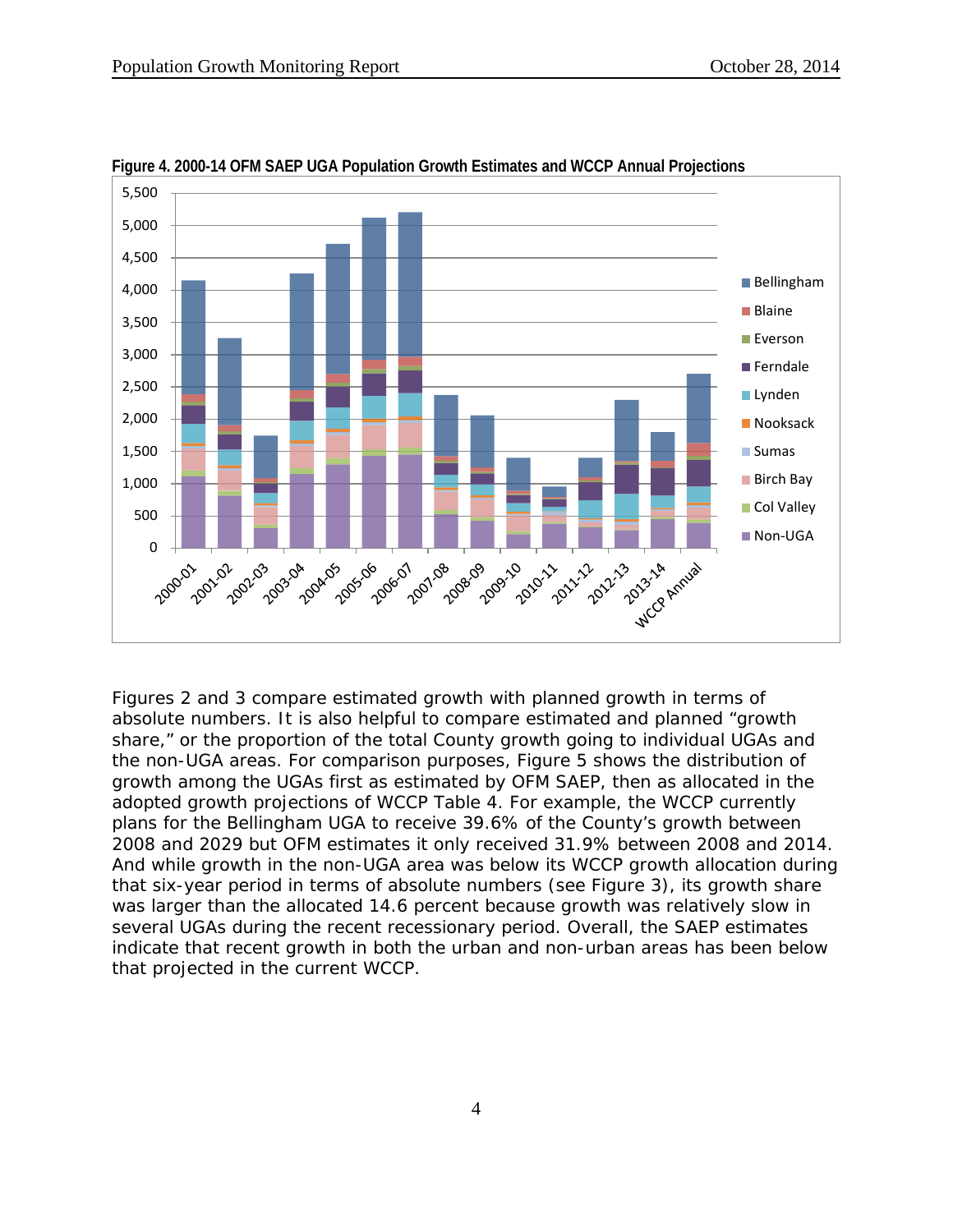**Figure 4. 2000-14 OFM SAEP UGA Population Growth Estimates and WCCP Annual Projections**

Figures 2 and 3 compare estimated growth with planned growth in terms of absolute numbers. It is also helpful to compare estimated and planned "growth share," or the proportion of the total County growth going to individual UGAs and the non-UGA areas. For comparison purposes, Figure 5 shows the distribution of growth among the UGAs first as estimated by OFM SAEP, then as allocated in the adopted growth projections of WCCP Table 4. For example, the WCCP currently plans for the Bellingham UGA to receive 39.6% of the County's growth between 2008 and 2029 but OFM estimates it only received 31.9% between 2008 and 2014. And while growth in the non-UGA area was below its WCCP growth allocation during that six-year period in terms of absolute numbers (see Figure 3), its growth share was larger than the allocated 14.6 percent because growth was relatively slow in several UGAs during the recent recessionary period. Overall, the SAEP estimates indicate that recent growth in both the urban and non-urban areas has been below that projected in the current WCCP.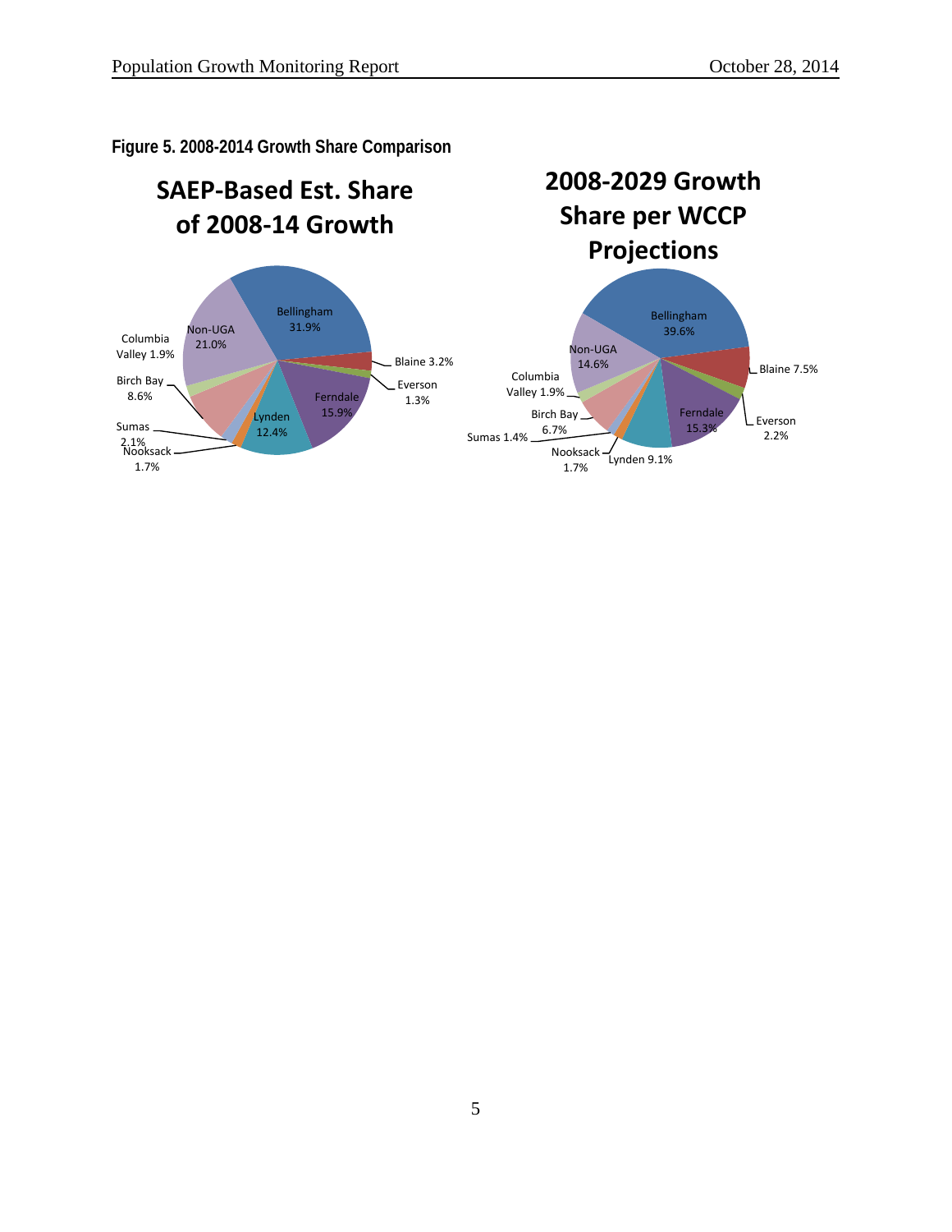**Figure 5. 2008-2014 Growth Share Comparison**

**SAEP-Based Est. Share of 2008-14 Growth**

Bellingham 31.9%
Blaine 3.2%
Everson 1.3%
Ferndale 15.9%
Lynden 12.4%
Nooksack 1.7%
Sumas 2.1%
Birch Bay 8.6%
Columbia Valley 1.9%
Non-UGA 21.0%

**2008-2029 Growth Share per WCCP Projections**

Bellingham 39.6%
Blaine 7.5%
Everson 2.2%
Ferndale 15.3%
Lynden 9.1%
Nooksack 1.7%
Sumas 1.4%
Birch Bay 6.7%
Columbia Valley 1.9%
Non-UGA 14.6%